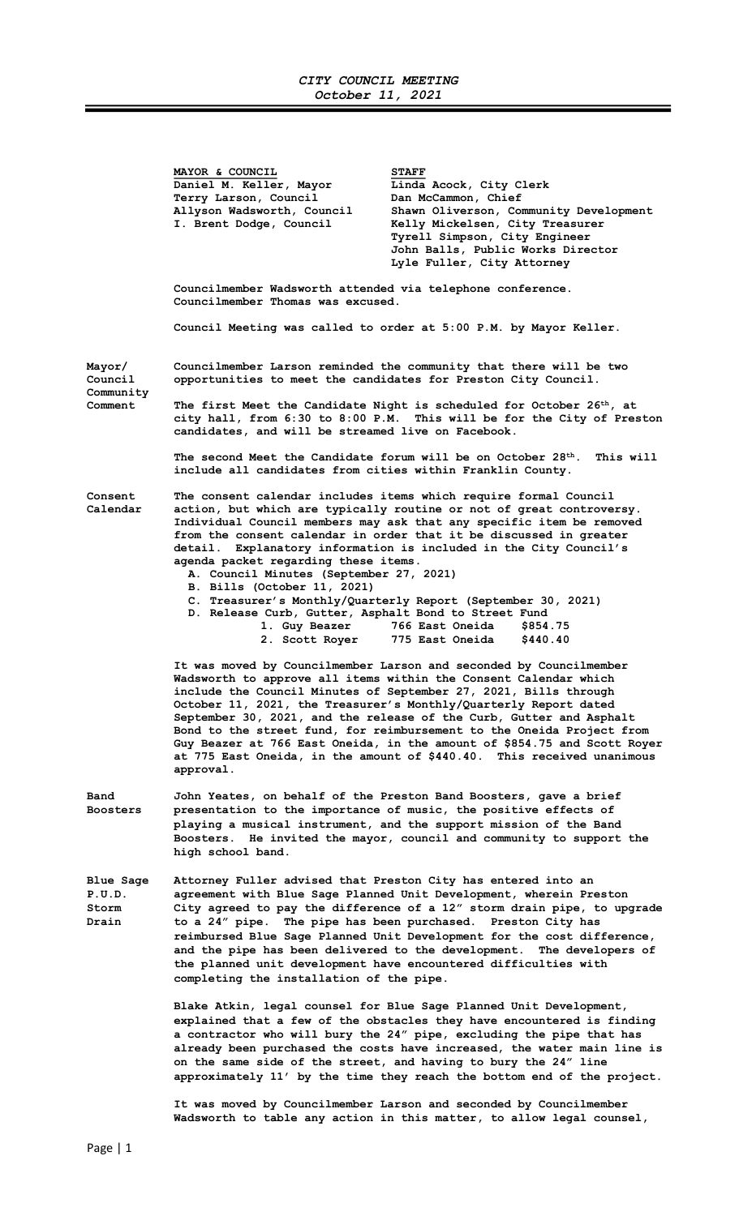# CITY COUNCIL MEETING
*October 11, 2021*

| MAYOR & COUNCIL | STAFF |
|---|---|
| Daniel M. Keller, Mayor | Linda Acock, City Clerk |
| Terry Larson, Council | Dan McCammon, Chief |
| Allyson Wadsworth, Council | Shawn Oliverson, Community Development |
| I. Brent Dodge, Council | Kelly Mickelsen, City Treasurer |
| | Tyrell Simpson, City Engineer |
| | John Balls, Public Works Director |
| | Lyle Fuller, City Attorney |

**Councilmember Wadsworth attended via telephone conference.**
**Councilmember Thomas was excused.**

**Council Meeting was called to order at 5:00 P.M. by Mayor Keller.**

**Mayor/ Council Community Comment**

**Councilmember Larson reminded the community that there will be two opportunities to meet the candidates for Preston City Council.**

**The first Meet the Candidate Night is scheduled for October 26th, at city hall, from 6:30 to 8:00 P.M. This will be for the City of Preston candidates, and will be streamed live on Facebook.**

**The second Meet the Candidate forum will be on October 28th. This will include all candidates from cities within Franklin County.**

**Consent Calendar**

**The consent calendar includes items which require formal Council action, but which are typically routine or not of great controversy. Individual Council members may ask that any specific item be removed from the consent calendar in order that it be discussed in greater detail. Explanatory information is included in the City Council's agenda packet regarding these items.**

**A. Council Minutes (September 27, 2021)**
**B. Bills (October 11, 2021)**
**C. Treasurer's Monthly/Quarterly Report (September 30, 2021)**
**D. Release Curb, Gutter, Asphalt Bond to Street Fund**
   **1. Guy Beazer 766 East Oneida $854.75**
   **2. Scott Royer 775 East Oneida $440.40**

**It was moved by Councilmember Larson and seconded by Councilmember Wadsworth to approve all items within the Consent Calendar which include the Council Minutes of September 27, 2021, Bills through October 11, 2021, the Treasurer's Monthly/Quarterly Report dated September 30, 2021, and the release of the Curb, Gutter and Asphalt Bond to the street fund, for reimbursement to the Oneida Project from Guy Beazer at 766 East Oneida, in the amount of $854.75 and Scott Royer at 775 East Oneida, in the amount of $440.40. This received unanimous approval.**

**Band Boosters**

**John Yeates, on behalf of the Preston Band Boosters, gave a brief presentation to the importance of music, the positive effects of playing a musical instrument, and the support mission of the Band Boosters. He invited the mayor, council and community to support the high school band.**

**Blue Sage P.U.D. Storm Drain**

**Attorney Fuller advised that Preston City has entered into an agreement with Blue Sage Planned Unit Development, wherein Preston City agreed to pay the difference of a 12" storm drain pipe, to upgrade to a 24" pipe. The pipe has been purchased. Preston City has reimbursed Blue Sage Planned Unit Development for the cost difference, and the pipe has been delivered to the development. The developers of the planned unit development have encountered difficulties with completing the installation of the pipe.**

**Blake Atkin, legal counsel for Blue Sage Planned Unit Development, explained that a few of the obstacles they have encountered is finding a contractor who will bury the 24" pipe, excluding the pipe that has already been purchased the costs have increased, the water main line is on the same side of the street, and having to bury the 24" line approximately 11' by the time they reach the bottom end of the project.**

**It was moved by Councilmember Larson and seconded by Councilmember Wadsworth to table any action in this matter, to allow legal counsel,**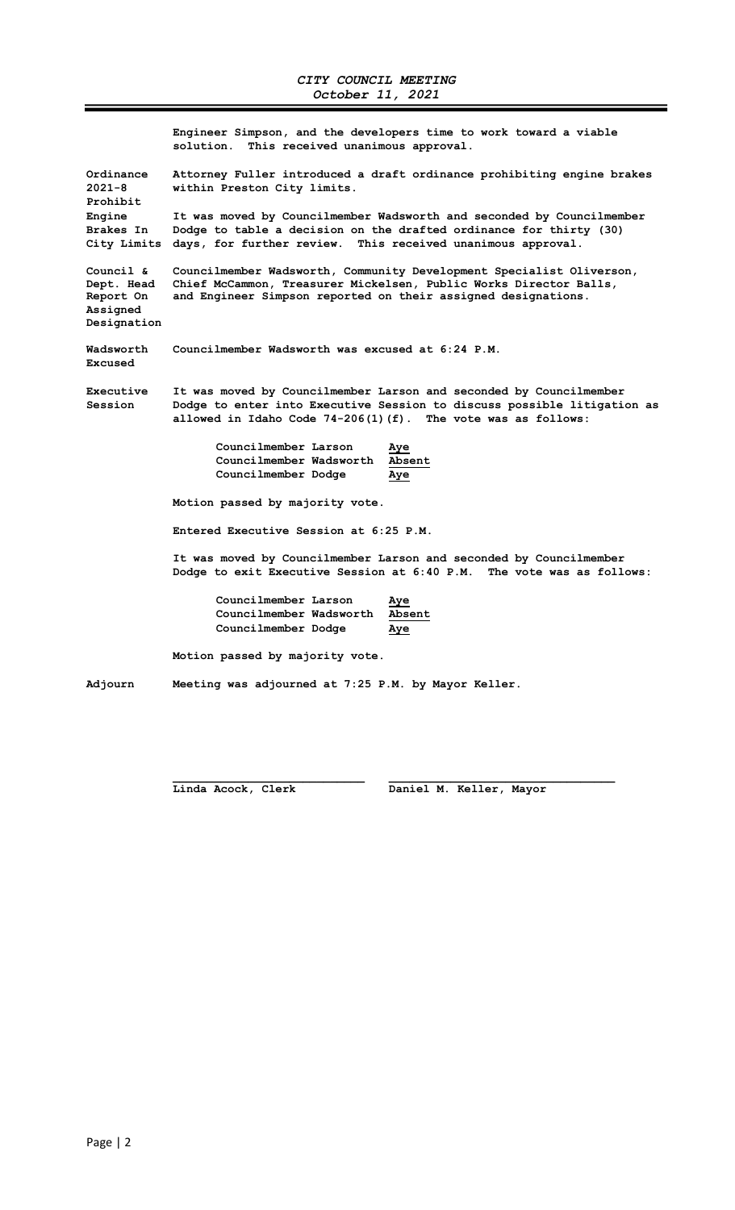Engineer Simpson, and the developers time to work toward a viable solution. This received unanimous approval.

**Ordinance 2021-8 Prohibit Engine Brakes In City Limits**

Attorney Fuller introduced a draft ordinance prohibiting engine brakes within Preston City limits.

It was moved by Councilmember Wadsworth and seconded by Councilmember Dodge to table a decision on the drafted ordinance for thirty (30) days, for further review. This received unanimous approval.

**Council & Dept. Head Report On Assigned Designation**

Councilmember Wadsworth, Community Development Specialist Oliverson, Chief McCammon, Treasurer Mickelsen, Public Works Director Balls, and Engineer Simpson reported on their assigned designations.

**Wadsworth Excused**

Councilmember Wadsworth was excused at 6:24 P.M.

**Executive Session**

It was moved by Councilmember Larson and seconded by Councilmember Dodge to enter into Executive Session to discuss possible litigation as allowed in Idaho Code 74-206(1)(f). The vote was as follows:

| | |
|---|---|
| Councilmember Larson | Aye |
| Councilmember Wadsworth | Absent |
| Councilmember Dodge | Aye |

Motion passed by majority vote.

Entered Executive Session at 6:25 P.M.

It was moved by Councilmember Larson and seconded by Councilmember Dodge to exit Executive Session at 6:40 P.M. The vote was as follows:

| | |
|---|---|
| Councilmember Larson | Aye |
| Councilmember Wadsworth | Absent |
| Councilmember Dodge | Aye |

Motion passed by majority vote.

**Adjourn**

Meeting was adjourned at 7:25 P.M. by Mayor Keller.

Linda Acock, Clerk

Daniel M. Keller, Mayor